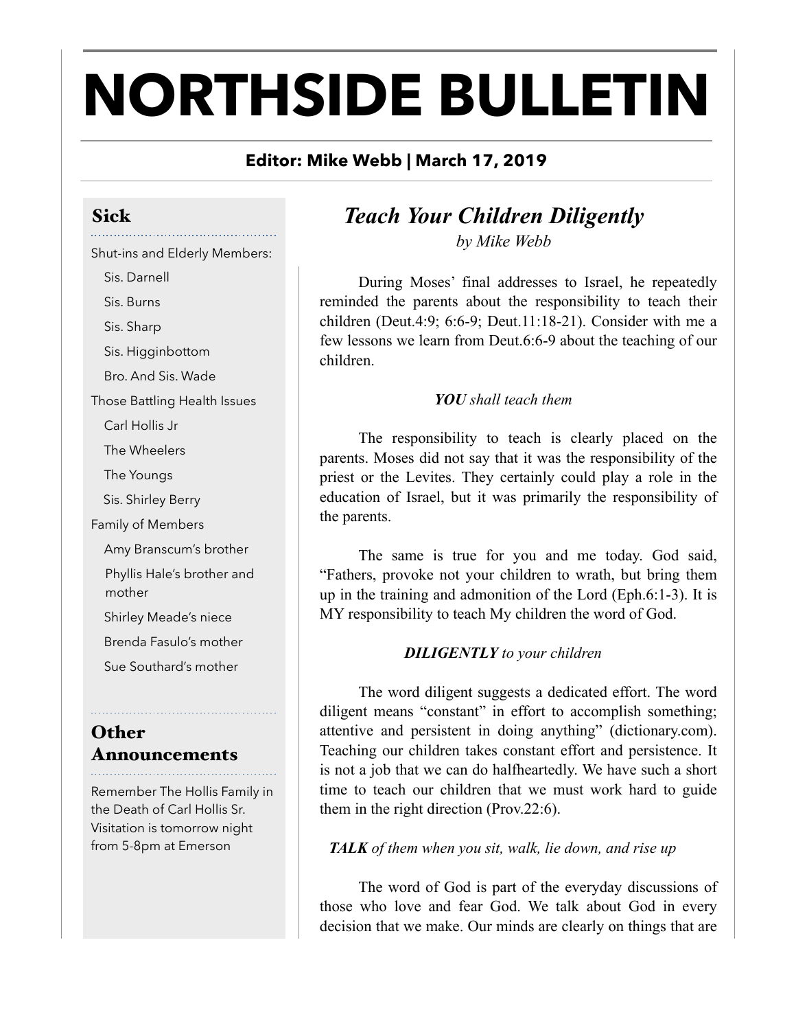# NORTHSIDE BULLETIN

**Editor: Mike Webb | March 17, 2019**

## Sick

Shut-ins and Elderly Members:

- Sis. Darnell
- Sis. Burns
- Sis. Sharp
- Sis. Higginbottom
- Bro. And Sis. Wade

Those Battling Health Issues

- Carl Hollis Jr
- The Wheelers
- The Youngs
- Sis. Shirley Berry

Family of Members

- Amy Branscum's brother
- Phyllis Hale's brother and mother
- Shirley Meade's niece
- Brenda Fasulo's mother
- Sue Southard's mother

## Other Announcements

Remember The Hollis Family in the Death of Carl Hollis Sr. Visitation is tomorrow night from 5-8pm at Emerson

## *Teach Your Children Diligently*

*by Mike Webb*

During Moses' final addresses to Israel, he repeatedly reminded the parents about the responsibility to teach their children (Deut.4:9; 6:6-9; Deut.11:18-21). Consider with me a few lessons we learn from Deut.6:6-9 about the teaching of our children.

***YOU** shall teach them*

The responsibility to teach is clearly placed on the parents. Moses did not say that it was the responsibility of the priest or the Levites. They certainly could play a role in the education of Israel, but it was primarily the responsibility of the parents.

The same is true for you and me today. God said, "Fathers, provoke not your children to wrath, but bring them up in the training and admonition of the Lord (Eph.6:1-3). It is MY responsibility to teach My children the word of God.

***DILIGENTLY** to your children*

The word diligent suggests a dedicated effort. The word diligent means "constant" in effort to accomplish something; attentive and persistent in doing anything" (dictionary.com). Teaching our children takes constant effort and persistence. It is not a job that we can do halfheartedly. We have such a short time to teach our children that we must work hard to guide them in the right direction (Prov.22:6).

***TALK** of them when you sit, walk, lie down, and rise up*

The word of God is part of the everyday discussions of those who love and fear God. We talk about God in every decision that we make. Our minds are clearly on things that are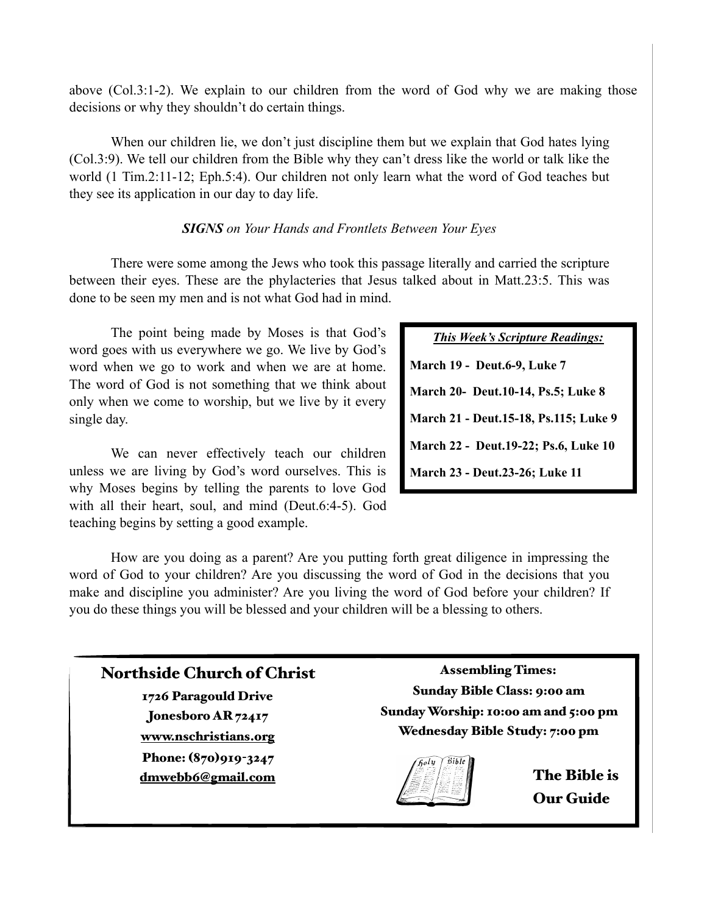above (Col.3:1-2). We explain to our children from the word of God why we are making those decisions or why they shouldn't do certain things.

When our children lie, we don't just discipline them but we explain that God hates lying (Col.3:9). We tell our children from the Bible why they can't dress like the world or talk like the world (1 Tim.2:11-12; Eph.5:4). Our children not only learn what the word of God teaches but they see its application in our day to day life.

***SIGNS*** *on Your Hands and Frontlets Between Your Eyes*

There were some among the Jews who took this passage literally and carried the scripture between their eyes. These are the phylacteries that Jesus talked about in Matt.23:5. This was done to be seen my men and is not what God had in mind.

The point being made by Moses is that God's word goes with us everywhere we go. We live by God's word when we go to work and when we are at home. The word of God is not something that we think about only when we come to worship, but we live by it every single day.

We can never effectively teach our children unless we are living by God's word ourselves. This is why Moses begins by telling the parents to love God with all their heart, soul, and mind (Deut.6:4-5). God teaching begins by setting a good example.

***This Week's Scripture Readings:***

**March 19 - Deut.6-9, Luke 7**

**March 20- Deut.10-14, Ps.5; Luke 8**

**March 21 - Deut.15-18, Ps.115; Luke 9**

**March 22 - Deut.19-22; Ps.6, Luke 10**

**March 23 - Deut.23-26; Luke 11**

How are you doing as a parent? Are you putting forth great diligence in impressing the word of God to your children? Are you discussing the word of God in the decisions that you make and discipline you administer? Are you living the word of God before your children? If you do these things you will be blessed and your children will be a blessing to others.

**Northside Church of Christ**

1726 Paragould Drive

Jonesboro AR 72417

www.nschristians.org

Phone: (870)919-3247

dmwebb6@gmail.com

**Assembling Times:**

Sunday Bible Class: 9:00 am

Sunday Worship: 10:00 am and 5:00 pm

Wednesday Bible Study: 7:00 pm

**The Bible is Our Guide**